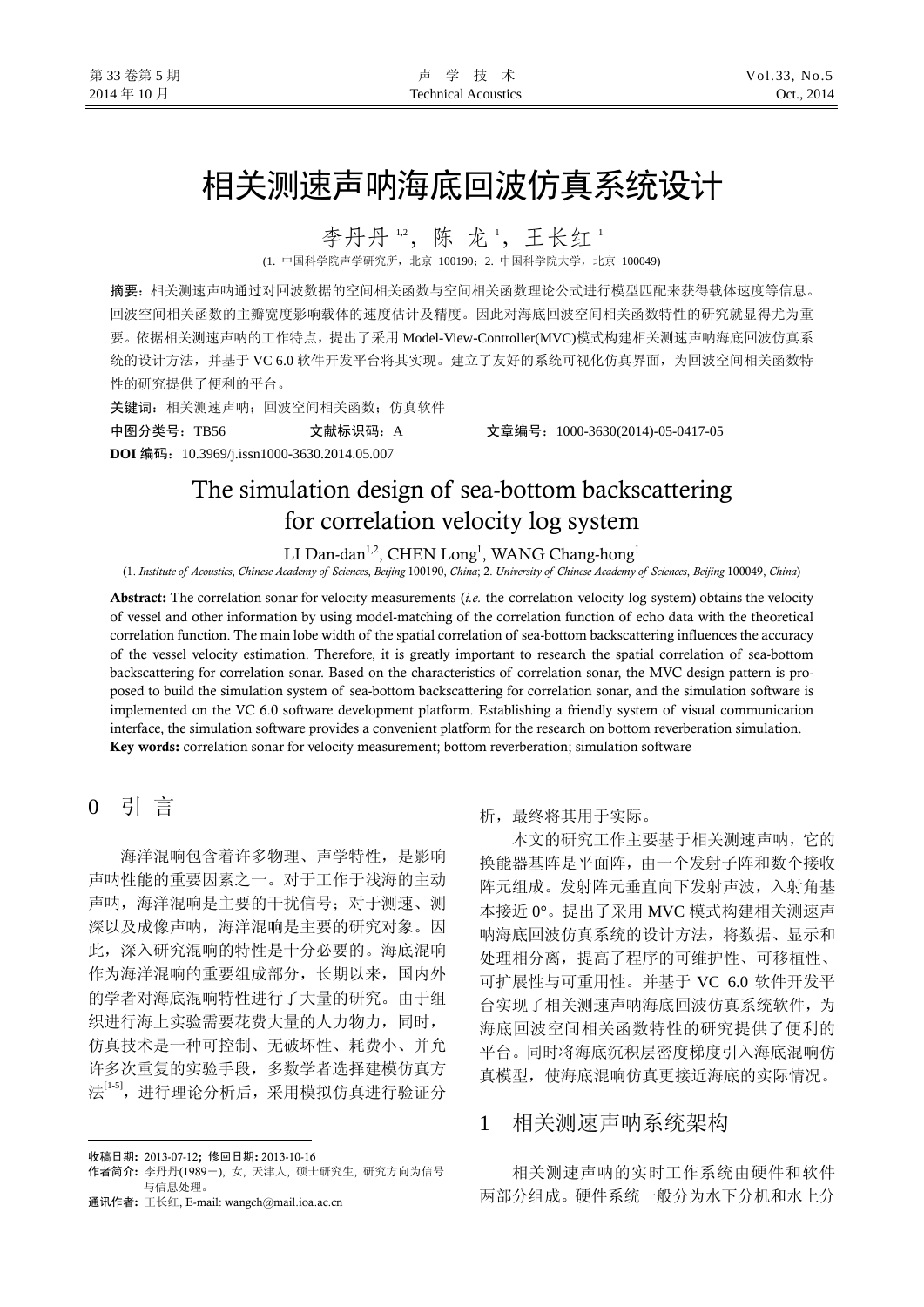# 相关测速声呐海底回波仿真系统设计

李丹丹[1,2]，陈 龙[1]，王长红[1]

(1. 中国科学院声学研究所，北京 100190；2. 中国科学院大学，北京 100049)

**摘要**：相关测速声呐通过对回波数据的空间相关函数与空间相关函数理论公式进行模型匹配来获得载体速度等信息。回波空间相关函数的主瓣宽度影响载体的速度估计及精度。因此对海底回波空间相关函数特性的研究就显得尤为重要。依据相关测速声呐的工作特点，提出了采用 Model-View-Controller(MVC)模式构建相关测速声呐海底回波仿真系统的设计方法，并基于 VC 6.0 软件开发平台将其实现。建立了友好的系统可视化仿真界面，为回波空间相关函数特性的研究提供了便利的平台。

**关键词**：相关测速声呐；回波空间相关函数；仿真软件

**中图分类号**：TB56　　**文献标识码**：A　　**文章编号**：1000-3630(2014)-05-0417-05

**DOI 编码**：10.3969/j.issn1000-3630.2014.05.007

# The simulation design of sea-bottom backscattering for correlation velocity log system

LI Dan-dan[1,2], CHEN Long[1], WANG Chang-hong[1]

(1. *Institute of Acoustics*, *Chinese Academy of Sciences*, *Beijing* 100190, *China*; 2. *University of Chinese Academy of Sciences*, *Beijing* 100049, *China*)

**Abstract:** The correlation sonar for velocity measurements (*i.e.* the correlation velocity log system) obtains the velocity of vessel and other information by using model-matching of the correlation function of echo data with the theoretical correlation function. The main lobe width of the spatial correlation of sea-bottom backscattering influences the accuracy of the vessel velocity estimation. Therefore, it is greatly important to research the spatial correlation of sea-bottom backscattering for correlation sonar. Based on the characteristics of correlation sonar, the MVC design pattern is proposed to build the simulation system of sea-bottom backscattering for correlation sonar, and the simulation software is implemented on the VC 6.0 software development platform. Establishing a friendly system of visual communication interface, the simulation software provides a convenient platform for the research on bottom reverberation simulation.

**Key words:** correlation sonar for velocity measurement; bottom reverberation; simulation software

## 0 引 言

海洋混响包含着许多物理、声学特性，是影响声呐性能的重要因素之一。对于工作于浅海的主动声呐，海洋混响是主要的干扰信号；对于测速、测深以及成像声呐，海洋混响是主要的研究对象。因此，深入研究混响的特性是十分必要的。海底混响作为海洋混响的重要组成部分，长期以来，国内外的学者对海底混响特性进行了大量的研究。由于组织进行海上实验需要花费大量的人力物力，同时，仿真技术是一种可控制、无破坏性、耗费小、并允许多次重复的实验手段，多数学者选择建模仿真方法[1-5]，进行理论分析后，采用模拟仿真进行验证分析，最终将其用于实际。

本文的研究工作主要基于相关测速声呐，它的换能器基阵是平面阵，由一个发射子阵和数个接收阵元组成。发射阵元垂直向下发射声波，入射角基本接近 0°。提出了采用 MVC 模式构建相关测速声呐海底回波仿真系统的设计方法，将数据、显示和处理相分离，提高了程序的可维护性、可移植性、可扩展性与可重用性。并基于 VC 6.0 软件开发平台实现了相关测速声呐海底回波仿真系统软件，为海底回波空间相关函数特性的研究提供了便利的平台。同时将海底沉积层密度梯度引入海底混响仿真模型，使海底混响仿真更接近海底的实际情况。

## 1 相关测速声呐系统架构

相关测速声呐的实时工作系统由硬件和软件两部分组成。硬件系统一般分为水下分机和水上分

---

**收稿日期**：2013-07-12；**修回日期**：2013-10-16

**作者简介**：李丹丹(1989－)，女，天津人，硕士研究生，研究方向为信号与信息处理。

**通讯作者**：王长红，E-mail: wangch@mail.ioa.ac.cn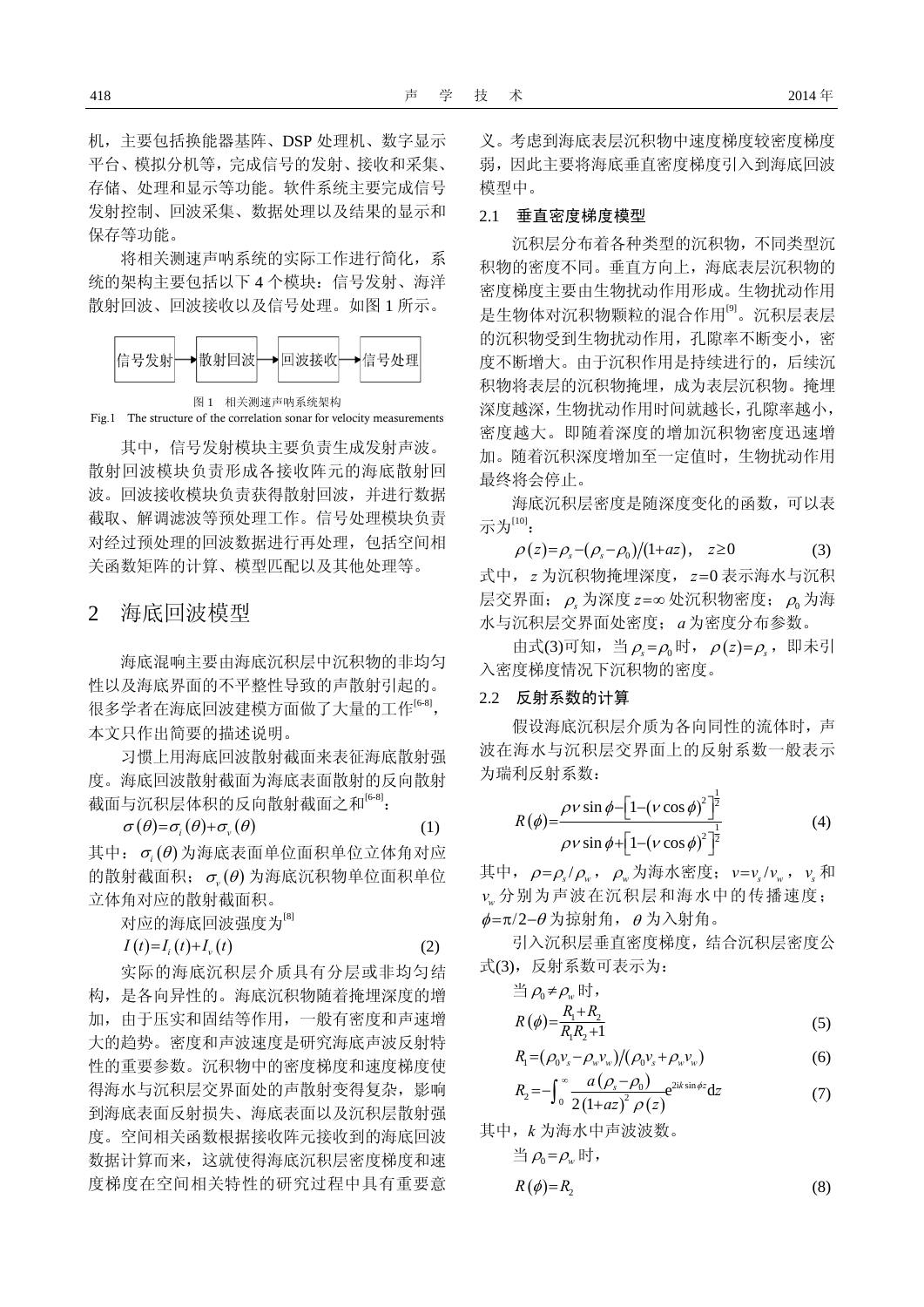机，主要包括换能器基阵、DSP 处理机、数字显示平台、模拟分机等，完成信号的发射、接收和采集、存储、处理和显示等功能。软件系统主要完成信号发射控制、回波采集、数据处理以及结果的显示和保存等功能。

将相关测速声呐系统的实际工作进行简化，系统的架构主要包括以下 4 个模块：信号发射、海洋散射回波、回波接收以及信号处理。如图 1 所示。

信号发射 → 散射回波 → 回波接收 → 信号处理

图 1　相关测速声呐系统架构

Fig.1　The structure of the correlation sonar for velocity measurements

其中，信号发射模块主要负责生成发射声波。散射回波模块负责形成各接收阵元的海底散射回波。回波接收模块负责获得散射回波，并进行数据截取、解调滤波等预处理工作。信号处理模块负责对经过预处理的回波数据进行再处理，包括空间相关函数矩阵的计算、模型匹配以及其他处理等。

## 2　海底回波模型

海底混响主要由海底沉积层中沉积物的非均匀性以及海底界面的不平整性导致的声散射引起的。很多学者在海底回波建模方面做了大量的工作[6-8]，本文只作出简要的描述说明。

习惯上用海底回波散射截面来表征海底散射强度。海底回波散射截面为海底表面散射的反向散射截面与沉积层体积的反向散射截面之和[6-8]：

$$\sigma(\theta)=\sigma_i(\theta)+\sigma_v(\theta) \tag{1}$$

其中：$\sigma_i(\theta)$ 为海底表面单位面积单位立体角对应的散射截面积；$\sigma_v(\theta)$ 为海底沉积物单位面积单位立体角对应的散射截面积。

对应的海底回波强度为[8]

$$I(t)=I_i(t)+I_v(t) \tag{2}$$

实际的海底沉积层介质具有分层或非均匀结构，是各向异性的。海底沉积物随着掩埋深度的增加，由于压实和固结等作用，一般有密度和声速增大的趋势。密度和声波速度是研究海底声波反射特性的重要参数。沉积物中的密度梯度和速度梯度使得海水与沉积层交界面处的声散射变得复杂，影响到海底表面反射损失、海底表面以及沉积层散射强度。空间相关函数根据接收阵元接收到的海底回波数据计算而来，这就使得海底沉积层密度梯度和速度梯度在空间相关特性的研究过程中具有重要意义。考虑到海底表层沉积物中速度梯度较密度梯度弱，因此主要将海底垂直密度梯度引入到海底回波模型中。

### 2.1　垂直密度梯度模型

沉积层分布着各种类型的沉积物，不同类型沉积物的密度不同。垂直方向上，海底表层沉积物的密度梯度主要由生物扰动作用形成。生物扰动作用是生物体对沉积物颗粒的混合作用[9]。沉积层表层的沉积物受到生物扰动作用，孔隙率不断变小，密度不断增大。由于沉积作用是持续进行的，后续沉积物将表层的沉积物掩埋，成为表层沉积物。掩埋深度越深，生物扰动作用时间就越长，孔隙率越小，密度越大。即随着深度的增加沉积物密度迅速增加。随着沉积深度增加至一定值时，生物扰动作用最终将会停止。

海底沉积层密度是随深度变化的函数，可以表示为[10]：

$$\rho(z)=\rho_s-(\rho_s-\rho_0)/(1+az),\quad z\geq 0 \tag{3}$$

式中，$z$ 为沉积物掩埋深度，$z=0$ 表示海水与沉积层交界面；$\rho_s$ 为深度 $z=\infty$ 处沉积物密度；$\rho_0$ 为海水与沉积层交界面处密度；$a$ 为密度分布参数。

由式(3)可知，当 $\rho_s=\rho_0$ 时，$\rho(z)=\rho_s$，即未引入密度梯度情况下沉积物的密度。

### 2.2　反射系数的计算

假设海底沉积层介质为各向同性的流体时，声波在海水与沉积层交界面上的反射系数一般表示为瑞利反射系数：

$$R(\phi)=\frac{\rho v\sin\phi-\left[1-(v\cos\phi)^2\right]^{\frac{1}{2}}}{\rho v\sin\phi+\left[1-(v\cos\phi)^2\right]^{\frac{1}{2}}} \tag{4}$$

其中，$\rho=\rho_s/\rho_w$，$\rho_w$ 为海水密度；$v=v_s/v_w$，$v_s$ 和 $v_w$ 分别为声波在沉积层和海水中的传播速度；$\phi=\pi/2-\theta$ 为掠射角，$\theta$ 为入射角。

引入沉积层垂直密度梯度，结合沉积层密度公式(3)，反射系数可表示为：

当 $\rho_0\neq\rho_w$ 时，

$$R(\phi)=\frac{R_1+R_2}{R_1R_2+1} \tag{5}$$

$$R_1=(\rho_0 v_s-\rho_w v_w)/(\rho_0 v_s+\rho_w v_w) \tag{6}$$

$$R_2=-\int_0^{\infty}\frac{a(\rho_s-\rho_0)}{2(1+az)^2\rho(z)}\mathrm{e}^{2ik\sin\phi z}\mathrm{d}z \tag{7}$$

其中，$k$ 为海水中声波波数。

当 $\rho_0=\rho_w$ 时，

$$R(\phi)=R_2 \tag{8}$$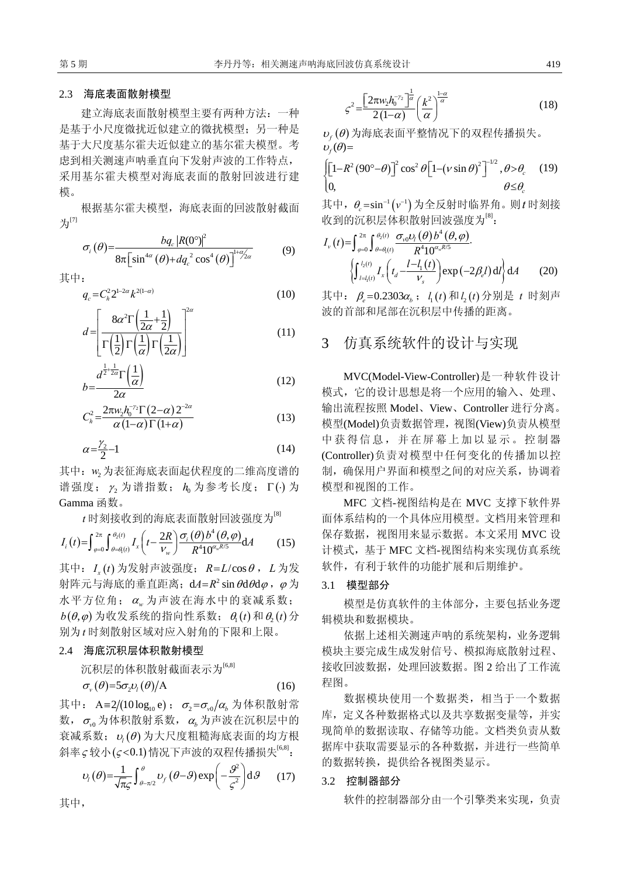### 2.3 海底表面散射模型

建立海底表面散射模型主要有两种方法：一种是基于小尺度微扰近似建立的微扰模型；另一种是基于大尺度基尔霍夫近似建立的基尔霍夫模型。考虑到相关测速声呐垂直向下发射声波的工作特点，采用基尔霍夫模型对海底表面的散射回波进行建模。

根据基尔霍夫模型，海底表面的回波散射截面为[7]

$$\sigma_i(\theta)=\frac{bq_c\left|R(0°)\right|^2}{8\pi\left[\sin^{4\alpha}(\theta)+dq_c^{\,2}\cos^4(\theta)\right]^{1+\alpha/2\alpha}} \tag{9}$$

其中：

$$q_c=C_h^2 2^{1-2\alpha}k^{2(1-\alpha)} \tag{10}$$

$$d=\left[\frac{8\alpha^2\Gamma\left(\frac{1}{2\alpha}+\frac{1}{2}\right)}{\Gamma\left(\frac{1}{2}\right)\Gamma\left(\frac{1}{\alpha}\right)\Gamma\left(\frac{1}{2\alpha}\right)}\right]^{2\alpha} \tag{11}$$

$$b=\frac{d^{\frac{1}{2}+\frac{1}{2\alpha}}\Gamma\left(\frac{1}{\alpha}\right)}{2\alpha} \tag{12}$$

$$C_h^2=\frac{2\pi w_2 h_0^{-\gamma_2}\Gamma(2-\alpha)2^{-2\alpha}}{\alpha(1-\alpha)\Gamma(1+\alpha)} \tag{13}$$

$$\alpha=\frac{\gamma_2}{2}-1 \tag{14}$$

其中：$w_2$ 为表征海底表面起伏程度的二维高度谱的谱强度；$\gamma_2$ 为谱指数；$h_0$ 为参考长度；$\Gamma(\cdot)$ 为 Gamma 函数。

$t$ 时刻接收到的海底表面散射回波强度为[8]

$$I_i(t)=\int_{\varphi=0}^{2\pi}\int_{\theta=\theta_1(t)}^{\theta_2(t)} I_x\left(t-\frac{2R}{\nu_w}\right)\frac{\sigma_i(\theta)b^4(\theta,\varphi)}{R^4 10^{\alpha_w R/5}}\mathrm{d}A \tag{15}$$

其中：$I_x(t)$ 为发射声波强度；$R=L/\cos\theta$，$L$ 为发射阵元与海底的垂直距离；$\mathrm{d}A=R^2\sin\theta\mathrm{d}\theta\mathrm{d}\varphi$，$\varphi$ 为水平方位角；$\alpha_w$ 为声波在海水中的衰减系数；$b(\theta,\varphi)$ 为收发系统的指向性系数；$\theta_1(t)$ 和 $\theta_2(t)$ 分别为 $t$ 时刻散射区域对应入射角的下限和上限。

### 2.4 海底沉积层体积散射模型

沉积层的体积散射截面表示为[6,8]

$$\sigma_v(\theta)=5\sigma_2\upsilon_l(\theta)/\mathrm{A} \tag{16}$$

其中：$\mathrm{A}\equiv 2/(10\log_{10}\mathrm{e})$；$\sigma_2=\sigma_{v0}/\alpha_b$ 为体积散射常数，$\sigma_{v0}$ 为体积散射系数，$\alpha_b$ 为声波在沉积层中的衰减系数；$\upsilon_l(\theta)$ 为大尺度粗糙海底表面的均方根斜率 $\varsigma$ 较小（$\varsigma<0.1$）情况下声波的双程传播损失[6,8]：

$$\upsilon_l(\theta)=\frac{1}{\sqrt{\pi}\varsigma}\int_{\theta-\pi/2}^{\theta}\upsilon_f(\theta-\vartheta)\exp\left(-\frac{\vartheta^2}{\varsigma^2}\right)\mathrm{d}\vartheta \tag{17}$$

其中，

$$\varsigma^2=\frac{\left[2\pi w_2 h_0^{-\gamma_2}\right]^{\frac{1}{\alpha}}}{2(1-\alpha)}\left(\frac{k^2}{\alpha}\right)^{\frac{1-\alpha}{\alpha}} \tag{18}$$

$\upsilon_f(\theta)$ 为海底表面平整情况下的双程传播损失。

$$\upsilon_f(\theta)=\begin{cases}\left[1-R^2(90°-\theta)\right]^2\cos^2\theta\left[1-(\nu\sin\theta)^2\right]^{-1/2}, & \theta>\theta_c\\ 0, & \theta\le\theta_c\end{cases} \tag{19}$$

其中，$\theta_c=\sin^{-1}\left(\nu^{-1}\right)$ 为全反射时临界角。则 $t$ 时刻接收到的沉积层体积散射回波强度为[8]：

$$I_v(t)=\int_{\varphi=0}^{2\pi}\int_{\theta=\theta_1(t)}^{\theta_2(t)}\frac{\sigma_{v0}\upsilon_l(\theta)b^4(\theta,\varphi)}{R^4 10^{\alpha_w R/5}}\cdot\left\{\int_{l=l_1(t)}^{l_2(t)} I_x\left(t_d-\frac{l-l_1(t)}{\nu_s}\right)\exp(-2\beta_e l)\mathrm{d}l\right\}\mathrm{d}A \tag{20}$$

其中：$\beta_e=0.2303\alpha_b$；$l_1(t)$ 和 $l_2(t)$ 分别是 $t$ 时刻声波的首部和尾部在沉积层中传播的距离。

## 3 仿真系统软件的设计与实现

MVC(Model-View-Controller)是一种软件设计模式，它的设计思想是将一个应用的输入、处理、输出流程按照 Model、View、Controller 进行分离。模型(Model)负责数据管理，视图(View)负责从模型中获得信息，并在屏幕上加以显示。控制器(Controller)负责对模型中任何变化的传播加以控制，确保用户界面和模型之间的对应关系，协调着模型和视图的工作。

MFC 文档-视图结构是在 MVC 支撑下软件界面体系结构的一个具体应用模型。文档用来管理和保存数据，视图用来显示数据。本文采用 MVC 设计模式，基于 MFC 文档-视图结构来实现仿真系统软件，有利于软件的功能扩展和后期维护。

### 3.1 模型部分

模型是仿真软件的主体部分，主要包括业务逻辑模块和数据模块。

依据上述相关测速声呐的系统架构，业务逻辑模块主要完成生成发射信号、模拟海底散射过程、接收回波数据，处理回波数据。图 2 给出了工作流程图。

数据模块使用一个数据类，相当于一个数据库，定义各种数据格式以及共享数据变量等，并实现简单的数据读取、存储等功能。文档类负责从数据库中获取需要显示的各种数据，并进行一些简单的数据转换，提供给各视图类显示。

### 3.2 控制器部分

软件的控制器部分由一个引擎类来实现，负责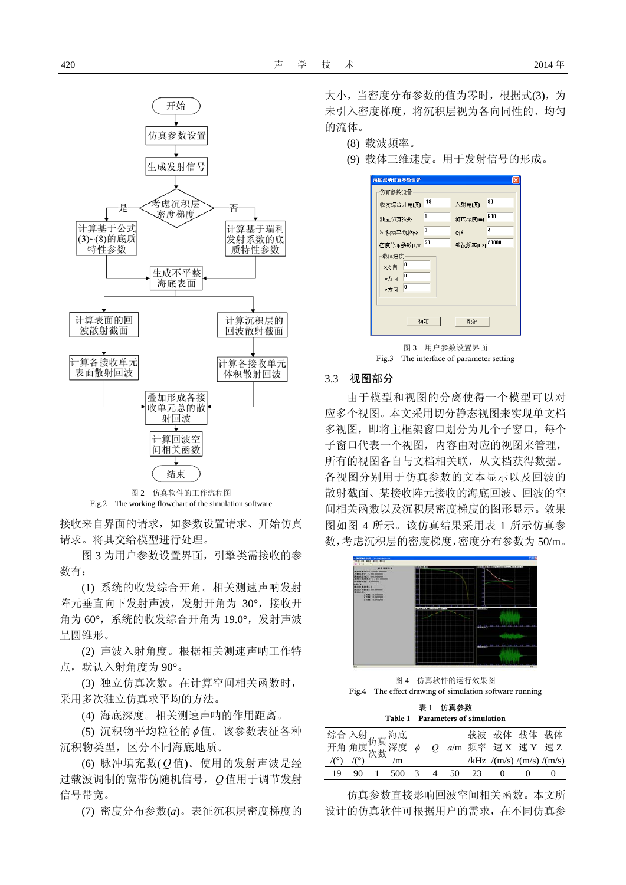图 2　仿真软件的工作流程图

Fig.2　The working flowchart of the simulation software

接收来自界面的请求，如参数设置请求、开始仿真请求。将其交给模型进行处理。

图 3 为用户参数设置界面，引擎类需接收的参数有：

(1) 系统的收发综合开角。相关测速声呐发射阵元垂直向下发射声波，发射开角为 30°，接收开角为 60°，系统的收发综合开角为 19.0°，发射声波呈圆锥形。

(2) 声波入射角度。根据相关测速声呐工作特点，默认入射角度为 90°。

(3) 独立仿真次数。在计算空间相关函数时，采用多次独立仿真求平均的方法。

(4) 海底深度。相关测速声呐的作用距离。

(5) 沉积物平均粒径的 $\phi$ 值。该参数表征各种沉积物类型，区分不同海底地质。

(6) 脉冲填充数($Q$ 值)。使用的发射声波是经过载波调制的宽带伪随机信号，$Q$ 值用于调节发射信号带宽。

(7) 密度分布参数($a$)。表征沉积层密度梯度的大小，当密度分布参数的值为零时，根据式(3)，为未引入密度梯度，将沉积层视为各向同性的、均匀的流体。

(8) 载波频率。

(9) 载体三维速度。用于发射信号的形成。

图 3　用户参数设置界面

Fig.3　The interface of parameter setting

### 3.3　视图部分

由于模型和视图的分离使得一个模型可以对应多个视图。本文采用切分静态视图来实现单文档多视图，即将主框架窗口划分为几个子窗口，每个子窗口代表一个视图，内容由对应的视图来管理，所有的视图各自与文档相关联，从文档获得数据。各视图分别用于仿真参数的文本显示以及回波的散射截面、某接收阵元接收的海底回波、回波的空间相关函数以及沉积层密度梯度的图形显示。效果图如图 4 所示。该仿真结果采用表 1 所示仿真参数，考虑沉积层的密度梯度，密度分布参数为 50/m。

图 4　仿真软件的运行效果图

Fig.4　The effect drawing of simulation software running

表 1　仿真参数

Table 1　Parameters of simulation

| 综合开角 /(°) | 入射角度 /(°) | 仿真次数 | 海底深度 /m | $\phi$ | $Q$ | $a$/m | 载波频率 /kHz | 载体速 X /(m/s) | 载体速 Y /(m/s) | 载体速 Z /(m/s) |
|---|---|---|---|---|---|---|---|---|---|---|
| 19 | 90 | 1 | 500 | 3 | 4 | 50 | 23 | 0 | 0 | 0 |

仿真参数直接影响回波空间相关函数。本文所设计的仿真软件可根据用户的需求，在不同仿真参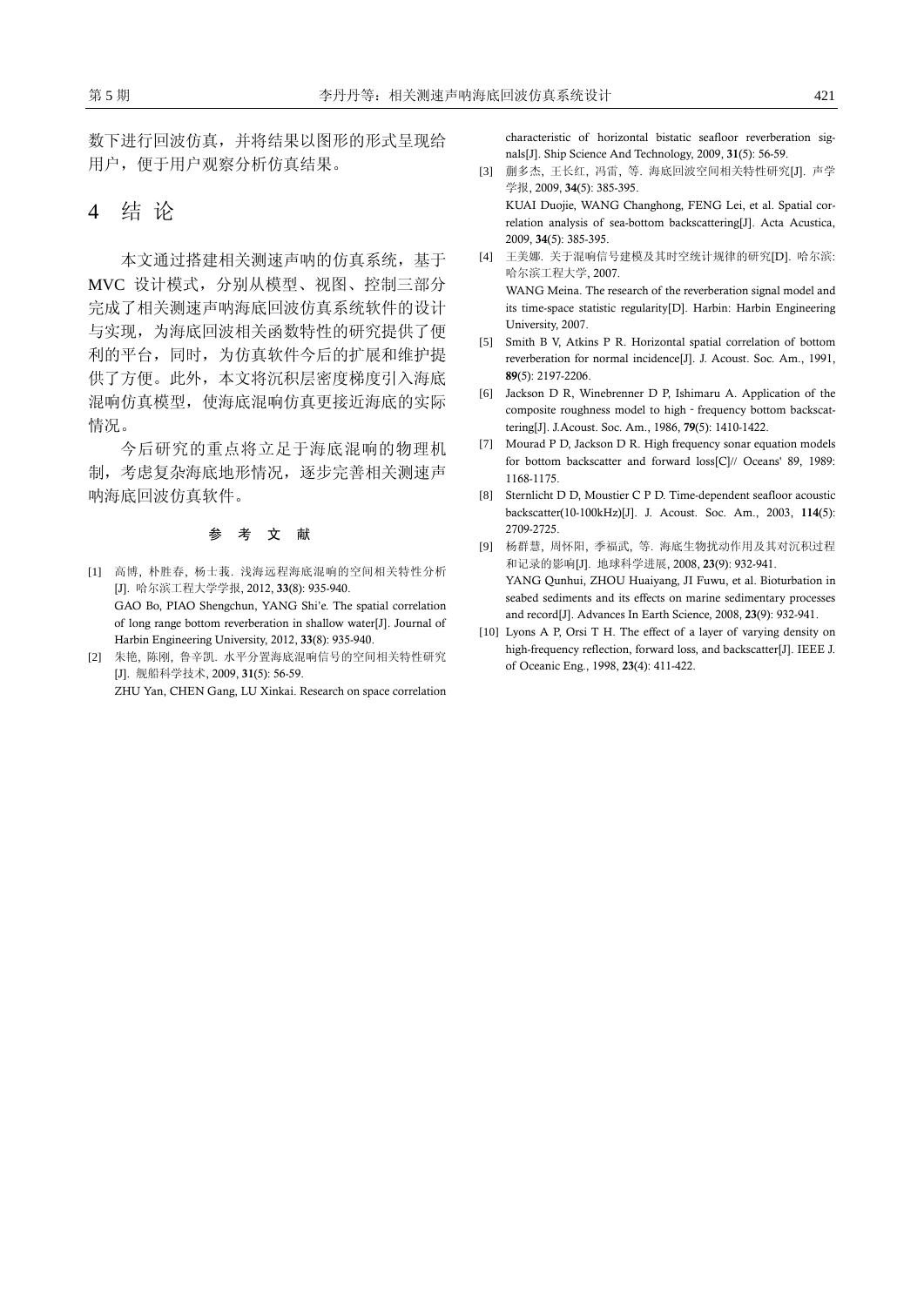数下进行回波仿真，并将结果以图形的形式呈现给用户，便于用户观察分析仿真结果。

## 4 结 论

本文通过搭建相关测速声呐的仿真系统，基于MVC 设计模式，分别从模型、视图、控制三部分完成了相关测速声呐海底回波仿真系统软件的设计与实现，为海底回波相关函数特性的研究提供了便利的平台，同时，为仿真软件今后的扩展和维护提供了方便。此外，本文将沉积层密度梯度引入海底混响仿真模型，使海底混响仿真更接近海底的实际情况。

今后研究的重点将立足于海底混响的物理机制，考虑复杂海底地形情况，逐步完善相关测速声呐海底回波仿真软件。

## 参 考 文 献

[1] 高博，朴胜春，杨士莪．浅海远程海底混响的空间相关特性分析[J]．哈尔滨工程大学学报, 2012, **33**(8): 935-940.
GAO Bo, PIAO Shengchun, YANG Shi'e. The spatial correlation of long range bottom reverberation in shallow water[J]. Journal of Harbin Engineering University, 2012, **33**(8): 935-940.

[2] 朱艳，陈刚，鲁辛凯．水平分置海底混响信号的空间相关特性研究[J]．舰船科学技术, 2009, **31**(5): 56-59.
ZHU Yan, CHEN Gang, LU Xinkai. Research on space correlation characteristic of horizontal bistatic seafloor reverberation signals[J]. Ship Science And Technology, 2009, **31**(5): 56-59.

[3] 蒯多杰，王长红，冯雷，等．海底回波空间相关特性研究[J]．声学学报, 2009, **34**(5): 385-395.
KUAI Duojie, WANG Changhong, FENG Lei, et al. Spatial correlation analysis of sea-bottom backscattering[J]. Acta Acustica, 2009, **34**(5): 385-395.

[4] 王美娜．关于混响信号建模及其时空统计规律的研究[D]．哈尔滨: 哈尔滨工程大学, 2007.
WANG Meina. The research of the reverberation signal model and its time-space statistic regularity[D]. Harbin: Harbin Engineering University, 2007.

[5] Smith B V, Atkins P R. Horizontal spatial correlation of bottom reverberation for normal incidence[J]. J. Acoust. Soc. Am., 1991, **89**(5): 2197-2206.

[6] Jackson D R, Winebrenner D P, Ishimaru A. Application of the composite roughness model to high - frequency bottom backscattering[J]. J.Acoust. Soc. Am., 1986, **79**(5): 1410-1422.

[7] Mourad P D, Jackson D R. High frequency sonar equation models for bottom backscatter and forward loss[C]// Oceans' 89, 1989: 1168-1175.

[8] Sternlicht D D, Moustier C P D. Time-dependent seafloor acoustic backscatter(10-100kHz)[J]. J. Acoust. Soc. Am., 2003, **114**(5): 2709-2725.

[9] 杨群慧，周怀阳，季福武，等．海底生物扰动作用及其对沉积过程和记录的影响[J]．地球科学进展, 2008, **23**(9): 932-941.
YANG Qunhui, ZHOU Huaiyang, JI Fuwu, et al. Bioturbation in seabed sediments and its effects on marine sedimentary processes and record[J]. Advances In Earth Science, 2008, **23**(9): 932-941.

[10] Lyons A P, Orsi T H. The effect of a layer of varying density on high-frequency reflection, forward loss, and backscatter[J]. IEEE J. of Oceanic Eng., 1998, **23**(4): 411-422.